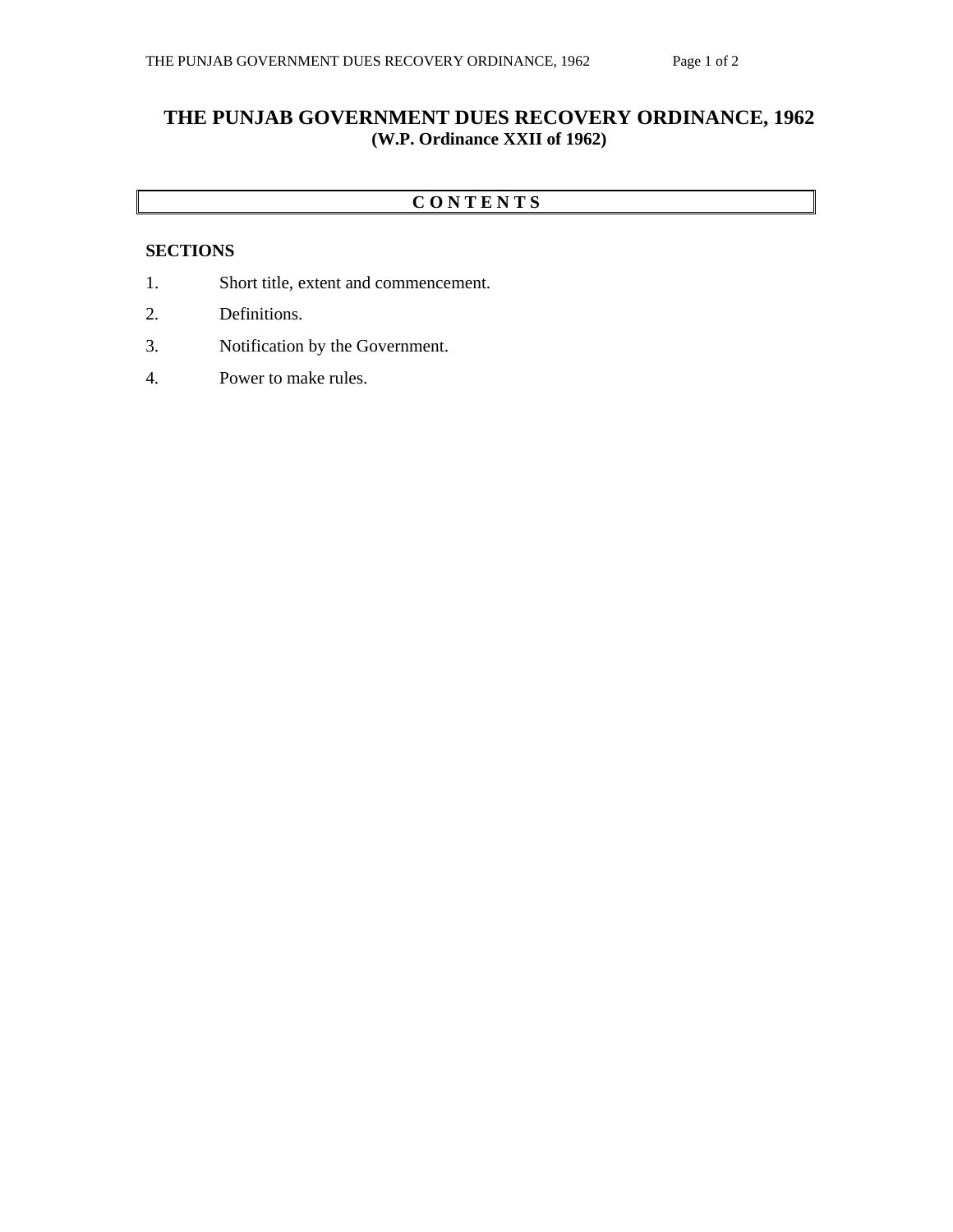# THE PUNJAB GOVERNMENT DUES RECOVERY ORDINANCE, 1962

**(W.P. Ordinance XXII of 1962)**

## C O N T E N T S

**SECTIONS**

1. Short title, extent and commencement.
2. Definitions.
3. Notification by the Government.
4. Power to make rules.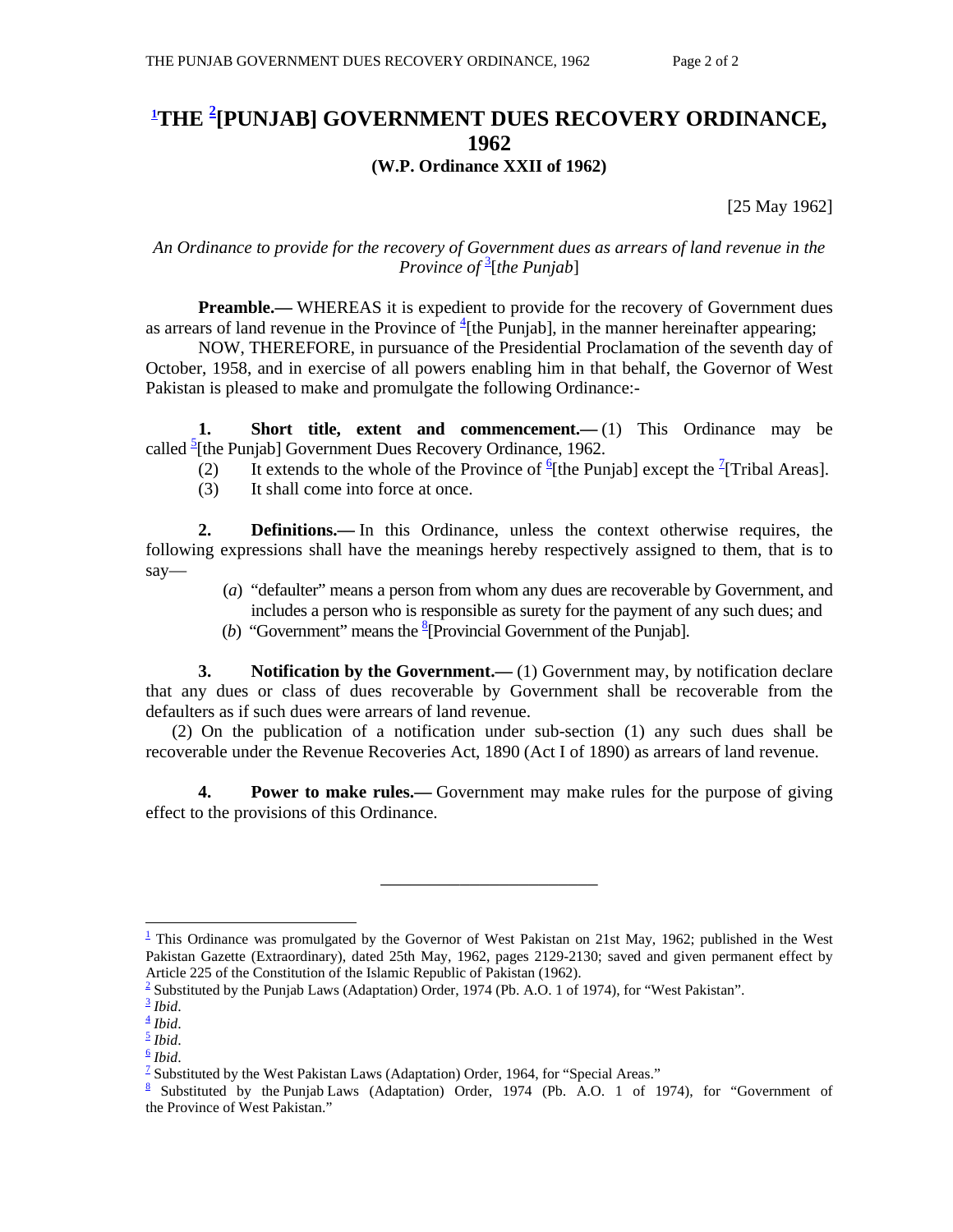# [1]THE [2][PUNJAB] GOVERNMENT DUES RECOVERY ORDINANCE, 1962

**(W.P. Ordinance XXII of 1962)**

[25 May 1962]

*An Ordinance to provide for the recovery of Government dues as arrears of land revenue in the Province of* [3][*the Punjab*]

**Preamble.—** WHEREAS it is expedient to provide for the recovery of Government dues as arrears of land revenue in the Province of [4][the Punjab], in the manner hereinafter appearing;

NOW, THEREFORE, in pursuance of the Presidential Proclamation of the seventh day of October, 1958, and in exercise of all powers enabling him in that behalf, the Governor of West Pakistan is pleased to make and promulgate the following Ordinance:-

**1. Short title, extent and commencement.—** (1) This Ordinance may be called [5][the Punjab] Government Dues Recovery Ordinance, 1962.

(2) It extends to the whole of the Province of [6][the Punjab] except the [7][Tribal Areas].

(3) It shall come into force at once.

**2. Definitions.—** In this Ordinance, unless the context otherwise requires, the following expressions shall have the meanings hereby respectively assigned to them, that is to say—

(*a*) "defaulter" means a person from whom any dues are recoverable by Government, and includes a person who is responsible as surety for the payment of any such dues; and

(*b*) "Government" means the [8][Provincial Government of the Punjab].

**3. Notification by the Government.—** (1) Government may, by notification declare that any dues or class of dues recoverable by Government shall be recoverable from the defaulters as if such dues were arrears of land revenue.

(2) On the publication of a notification under sub-section (1) any such dues shall be recoverable under the Revenue Recoveries Act, 1890 (Act I of 1890) as arrears of land revenue.

**4. Power to make rules.—** Government may make rules for the purpose of giving effect to the provisions of this Ordinance.

---

[1] This Ordinance was promulgated by the Governor of West Pakistan on 21st May, 1962; published in the West Pakistan Gazette (Extraordinary), dated 25th May, 1962, pages 2129-2130; saved and given permanent effect by Article 225 of the Constitution of the Islamic Republic of Pakistan (1962).

[2] Substituted by the Punjab Laws (Adaptation) Order, 1974 (Pb. A.O. 1 of 1974), for "West Pakistan".

[3] *Ibid*.

[4] *Ibid*.

[5] *Ibid*.

[6] *Ibid*.

[7] Substituted by the West Pakistan Laws (Adaptation) Order, 1964, for "Special Areas."

[8] Substituted by the Punjab Laws (Adaptation) Order, 1974 (Pb. A.O. 1 of 1974), for "Government of the Province of West Pakistan."